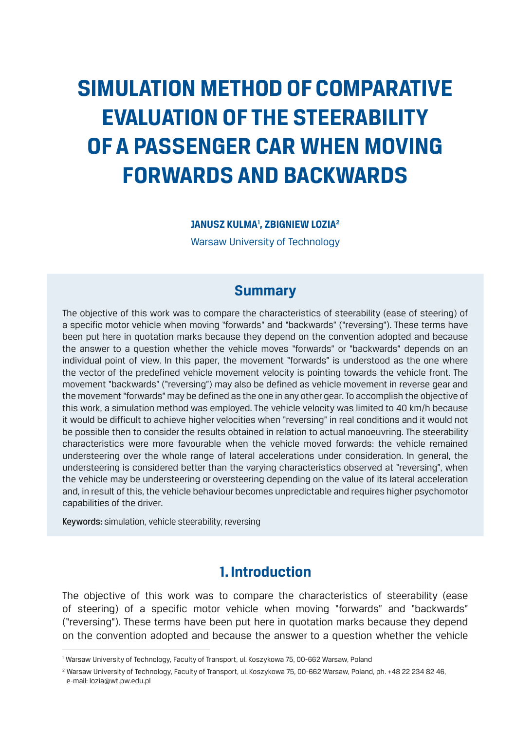# SIMULATION METHOD OF COMPARATIVE EVALUATION OF THE STEERABILITY OF A PASSENGER CAR WHEN MOVING FORWARDS AND BACKWARDS

**JANUSZ KULMA[1], ZBIGNIEW LOZIA[2]**

Warsaw University of Technology

## Summary

The objective of this work was to compare the characteristics of steerability (ease of steering) of a specific motor vehicle when moving "forwards" and "backwards" ("reversing"). These terms have been put here in quotation marks because they depend on the convention adopted and because the answer to a question whether the vehicle moves "forwards" or "backwards" depends on an individual point of view. In this paper, the movement "forwards" is understood as the one where the vector of the predefined vehicle movement velocity is pointing towards the vehicle front. The movement "backwards" ("reversing") may also be defined as vehicle movement in reverse gear and the movement "forwards" may be defined as the one in any other gear. To accomplish the objective of this work, a simulation method was employed. The vehicle velocity was limited to 40 km/h because it would be difficult to achieve higher velocities when "reversing" in real conditions and it would not be possible then to consider the results obtained in relation to actual manoeuvring. The steerability characteristics were more favourable when the vehicle moved forwards: the vehicle remained understeering over the whole range of lateral accelerations under consideration. In general, the understeering is considered better than the varying characteristics observed at "reversing", when the vehicle may be understeering or oversteering depending on the value of its lateral acceleration and, in result of this, the vehicle behaviour becomes unpredictable and requires higher psychomotor capabilities of the driver.

**Keywords:** simulation, vehicle steerability, reversing

## 1. Introduction

The objective of this work was to compare the characteristics of steerability (ease of steering) of a specific motor vehicle when moving "forwards" and "backwards" ("reversing"). These terms have been put here in quotation marks because they depend on the convention adopted and because the answer to a question whether the vehicle

[1] Warsaw University of Technology, Faculty of Transport, ul. Koszykowa 75, 00-662 Warsaw, Poland

[2] Warsaw University of Technology, Faculty of Transport, ul. Koszykowa 75, 00-662 Warsaw, Poland, ph. +48 22 234 82 46, e-mail: lozia@wt.pw.edu.pl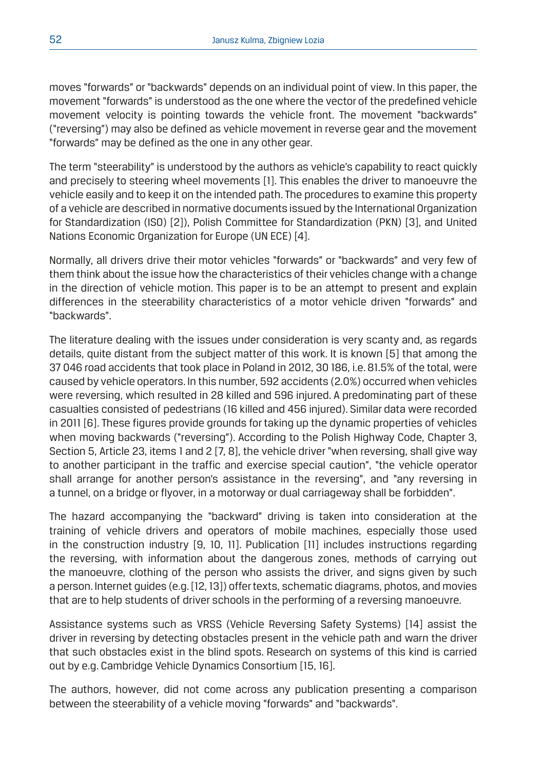moves "forwards" or "backwards" depends on an individual point of view. In this paper, the movement "forwards" is understood as the one where the vector of the predefined vehicle movement velocity is pointing towards the vehicle front. The movement "backwards" ("reversing") may also be defined as vehicle movement in reverse gear and the movement "forwards" may be defined as the one in any other gear.

The term "steerability" is understood by the authors as vehicle's capability to react quickly and precisely to steering wheel movements [1]. This enables the driver to manoeuvre the vehicle easily and to keep it on the intended path. The procedures to examine this property of a vehicle are described in normative documents issued by the International Organization for Standardization (ISO) [2]), Polish Committee for Standardization (PKN) [3], and United Nations Economic Organization for Europe (UN ECE) [4].

Normally, all drivers drive their motor vehicles "forwards" or "backwards" and very few of them think about the issue how the characteristics of their vehicles change with a change in the direction of vehicle motion. This paper is to be an attempt to present and explain differences in the steerability characteristics of a motor vehicle driven "forwards" and "backwards".

The literature dealing with the issues under consideration is very scanty and, as regards details, quite distant from the subject matter of this work. It is known [5] that among the 37 046 road accidents that took place in Poland in 2012, 30 186, i.e. 81.5% of the total, were caused by vehicle operators. In this number, 592 accidents (2.0%) occurred when vehicles were reversing, which resulted in 28 killed and 596 injured. A predominating part of these casualties consisted of pedestrians (16 killed and 456 injured). Similar data were recorded in 2011 [6]. These figures provide grounds for taking up the dynamic properties of vehicles when moving backwards ("reversing"). According to the Polish Highway Code, Chapter 3, Section 5, Article 23, items 1 and 2 [7, 8], the vehicle driver "when reversing, shall give way to another participant in the traffic and exercise special caution", "the vehicle operator shall arrange for another person's assistance in the reversing", and "any reversing in a tunnel, on a bridge or flyover, in a motorway or dual carriageway shall be forbidden".

The hazard accompanying the "backward" driving is taken into consideration at the training of vehicle drivers and operators of mobile machines, especially those used in the construction industry [9, 10, 11]. Publication [11] includes instructions regarding the reversing, with information about the dangerous zones, methods of carrying out the manoeuvre, clothing of the person who assists the driver, and signs given by such a person. Internet guides (e.g. [12, 13]) offer texts, schematic diagrams, photos, and movies that are to help students of driver schools in the performing of a reversing manoeuvre.

Assistance systems such as VRSS (Vehicle Reversing Safety Systems) [14] assist the driver in reversing by detecting obstacles present in the vehicle path and warn the driver that such obstacles exist in the blind spots. Research on systems of this kind is carried out by e.g. Cambridge Vehicle Dynamics Consortium [15, 16].

The authors, however, did not come across any publication presenting a comparison between the steerability of a vehicle moving "forwards" and "backwards".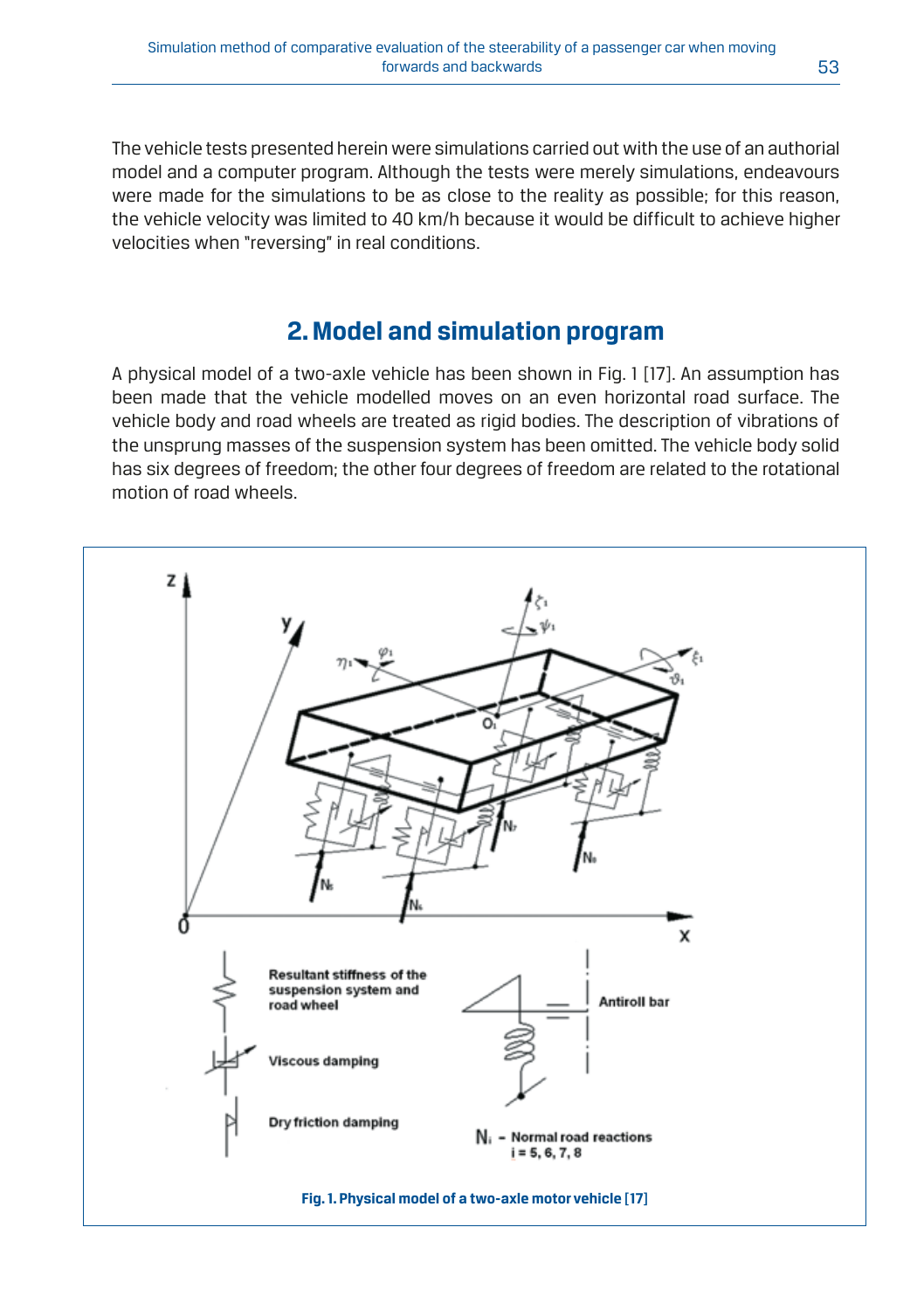The vehicle tests presented herein were simulations carried out with the use of an authorial model and a computer program. Although the tests were merely simulations, endeavours were made for the simulations to be as close to the reality as possible; for this reason, the vehicle velocity was limited to 40 km/h because it would be difficult to achieve higher velocities when "reversing" in real conditions.

## 2. Model and simulation program

A physical model of a two-axle vehicle has been shown in Fig. 1 [17]. An assumption has been made that the vehicle modelled moves on an even horizontal road surface. The vehicle body and road wheels are treated as rigid bodies. The description of vibrations of the unsprung masses of the suspension system has been omitted. The vehicle body solid has six degrees of freedom; the other four degrees of freedom are related to the rotational motion of road wheels.

**Fig. 1. Physical model of a two-axle motor vehicle [17]**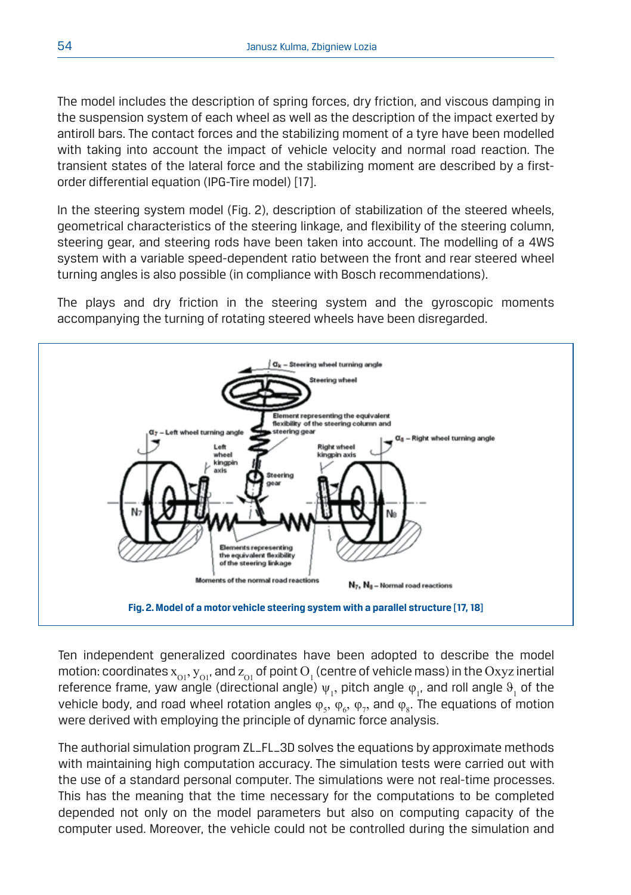The model includes the description of spring forces, dry friction, and viscous damping in the suspension system of each wheel as well as the description of the impact exerted by antiroll bars. The contact forces and the stabilizing moment of a tyre have been modelled with taking into account the impact of vehicle velocity and normal road reaction. The transient states of the lateral force and the stabilizing moment are described by a first-order differential equation (IPG-Tire model) [17].

In the steering system model (Fig. 2), description of stabilization of the steered wheels, geometrical characteristics of the steering linkage, and flexibility of the steering column, steering gear, and steering rods have been taken into account. The modelling of a 4WS system with a variable speed-dependent ratio between the front and rear steered wheel turning angles is also possible (in compliance with Bosch recommendations).

The plays and dry friction in the steering system and the gyroscopic moments accompanying the turning of rotating steered wheels have been disregarded.

**Fig. 2. Model of a motor vehicle steering system with a parallel structure [17, 18]**

Ten independent generalized coordinates have been adopted to describe the model motion: coordinates $x_{O1}$, $y_{O1}$, and $z_{O1}$ of point $O_1$ (centre of vehicle mass) in the $Oxyz$ inertial reference frame, yaw angle (directional angle) $\psi_1$, pitch angle $\varphi_1$, and roll angle $\vartheta_1$ of the vehicle body, and road wheel rotation angles $\varphi_5$, $\varphi_6$, $\varphi_7$, and $\varphi_8$. The equations of motion were derived with employing the principle of dynamic force analysis.

The authorial simulation program ZL_FL_3D solves the equations by approximate methods with maintaining high computation accuracy. The simulation tests were carried out with the use of a standard personal computer. The simulations were not real-time processes. This has the meaning that the time necessary for the computations to be completed depended not only on the model parameters but also on computing capacity of the computer used. Moreover, the vehicle could not be controlled during the simulation and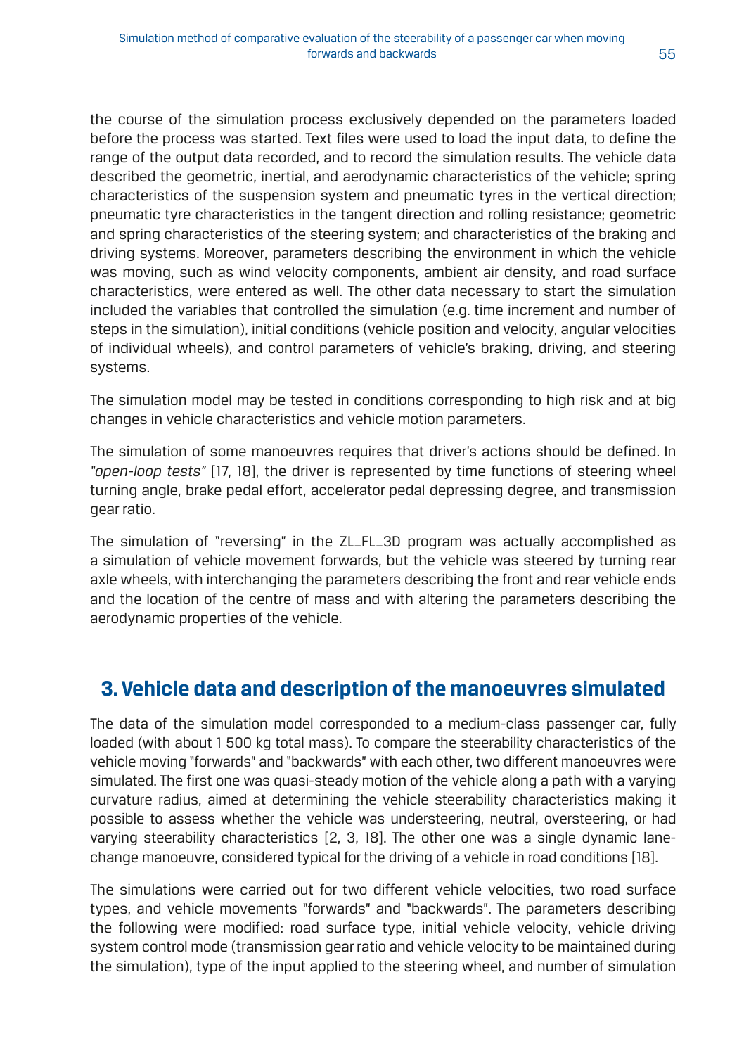the course of the simulation process exclusively depended on the parameters loaded before the process was started. Text files were used to load the input data, to define the range of the output data recorded, and to record the simulation results. The vehicle data described the geometric, inertial, and aerodynamic characteristics of the vehicle; spring characteristics of the suspension system and pneumatic tyres in the vertical direction; pneumatic tyre characteristics in the tangent direction and rolling resistance; geometric and spring characteristics of the steering system; and characteristics of the braking and driving systems. Moreover, parameters describing the environment in which the vehicle was moving, such as wind velocity components, ambient air density, and road surface characteristics, were entered as well. The other data necessary to start the simulation included the variables that controlled the simulation (e.g. time increment and number of steps in the simulation), initial conditions (vehicle position and velocity, angular velocities of individual wheels), and control parameters of vehicle's braking, driving, and steering systems.

The simulation model may be tested in conditions corresponding to high risk and at big changes in vehicle characteristics and vehicle motion parameters.

The simulation of some manoeuvres requires that driver's actions should be defined. In *"open-loop tests"* [17, 18], the driver is represented by time functions of steering wheel turning angle, brake pedal effort, accelerator pedal depressing degree, and transmission gear ratio.

The simulation of "reversing" in the ZL_FL_3D program was actually accomplished as a simulation of vehicle movement forwards, but the vehicle was steered by turning rear axle wheels, with interchanging the parameters describing the front and rear vehicle ends and the location of the centre of mass and with altering the parameters describing the aerodynamic properties of the vehicle.

## 3. Vehicle data and description of the manoeuvres simulated

The data of the simulation model corresponded to a medium-class passenger car, fully loaded (with about 1 500 kg total mass). To compare the steerability characteristics of the vehicle moving "forwards" and "backwards" with each other, two different manoeuvres were simulated. The first one was quasi-steady motion of the vehicle along a path with a varying curvature radius, aimed at determining the vehicle steerability characteristics making it possible to assess whether the vehicle was understeering, neutral, oversteering, or had varying steerability characteristics [2, 3, 18]. The other one was a single dynamic lane-change manoeuvre, considered typical for the driving of a vehicle in road conditions [18].

The simulations were carried out for two different vehicle velocities, two road surface types, and vehicle movements "forwards" and "backwards". The parameters describing the following were modified: road surface type, initial vehicle velocity, vehicle driving system control mode (transmission gear ratio and vehicle velocity to be maintained during the simulation), type of the input applied to the steering wheel, and number of simulation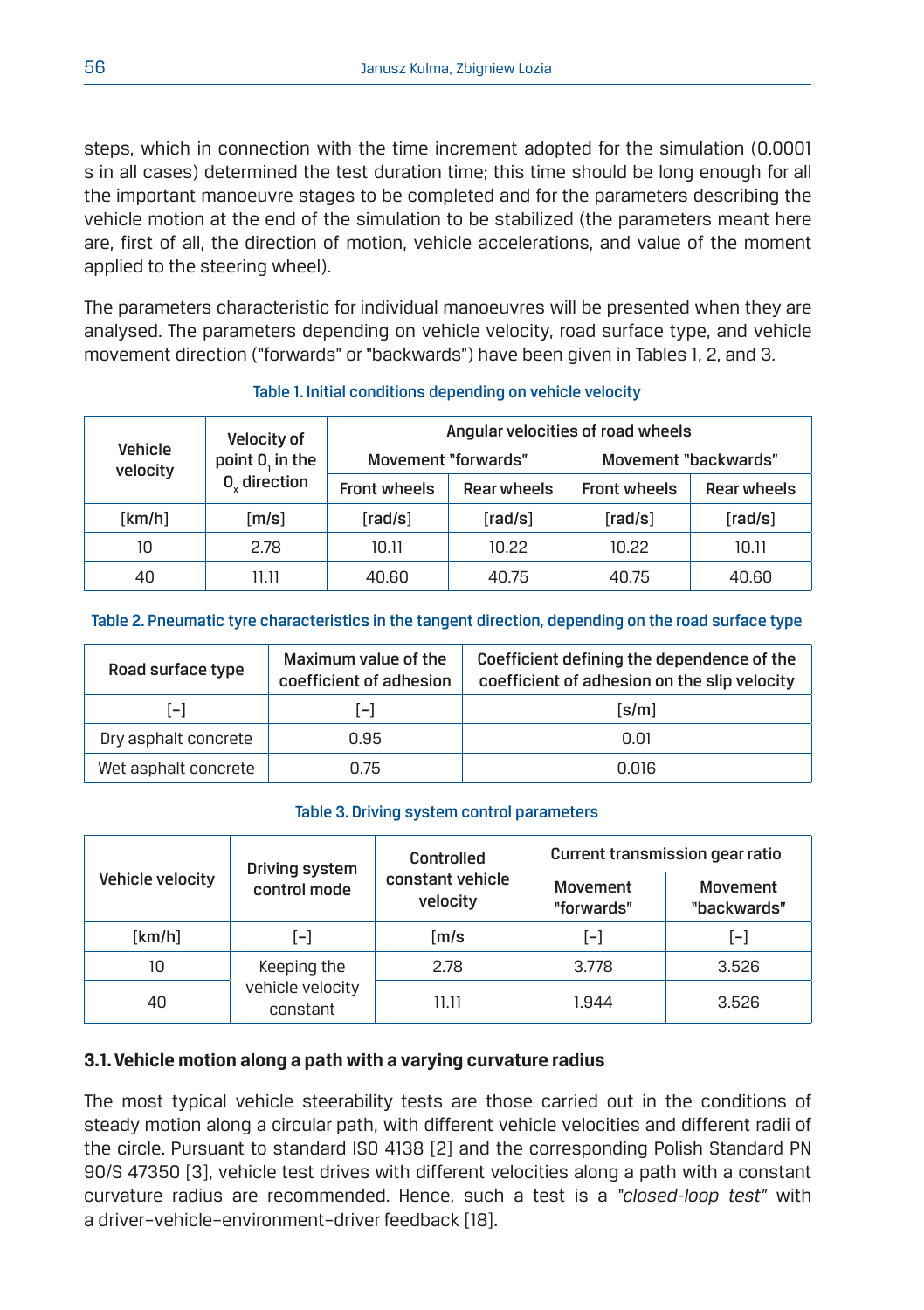steps, which in connection with the time increment adopted for the simulation (0.0001 s in all cases) determined the test duration time; this time should be long enough for all the important manoeuvre stages to be completed and for the parameters describing the vehicle motion at the end of the simulation to be stabilized (the parameters meant here are, first of all, the direction of motion, vehicle accelerations, and value of the moment applied to the steering wheel).

The parameters characteristic for individual manoeuvres will be presented when they are analysed. The parameters depending on vehicle velocity, road surface type, and vehicle movement direction ("forwards" or "backwards") have been given in Tables 1, 2, and 3.

Table 1. Initial conditions depending on vehicle velocity

| Vehicle velocity | Velocity of point $O_1$ in the $O_x$ direction | Angular velocities of road wheels | | | |
|---|---|---|---|---|---|
| | | Movement "forwards" | | Movement "backwards" | |
| | | Front wheels | Rear wheels | Front wheels | Rear wheels |
| [km/h] | [m/s] | [rad/s] | [rad/s] | [rad/s] | [rad/s] |
| 10 | 2.78 | 10.11 | 10.22 | 10.22 | 10.11 |
| 40 | 11.11 | 40.60 | 40.75 | 40.75 | 40.60 |

Table 2. Pneumatic tyre characteristics in the tangent direction, depending on the road surface type

| Road surface type | Maximum value of the coefficient of adhesion | Coefficient defining the dependence of the coefficient of adhesion on the slip velocity |
|---|---|---|
| [–] | [–] | [s/m] |
| Dry asphalt concrete | 0.95 | 0.01 |
| Wet asphalt concrete | 0.75 | 0.016 |

Table 3. Driving system control parameters

| Vehicle velocity | Driving system control mode | Controlled constant vehicle velocity | Current transmission gear ratio | |
|---|---|---|---|---|
| | | | Movement "forwards" | Movement "backwards" |
| [km/h] | [–] | [m/s | [–] | [–] |
| 10 | Keeping the vehicle velocity constant | 2.78 | 3.778 | 3.526 |
| 40 | | 11.11 | 1.944 | 3.526 |

### 3.1. Vehicle motion along a path with a varying curvature radius

The most typical vehicle steerability tests are those carried out in the conditions of steady motion along a circular path, with different vehicle velocities and different radii of the circle. Pursuant to standard ISO 4138 [2] and the corresponding Polish Standard PN 90/S 47350 [3], vehicle test drives with different velocities along a path with a constant curvature radius are recommended. Hence, such a test is a *"closed-loop test"* with a driver–vehicle–environment–driver feedback [18].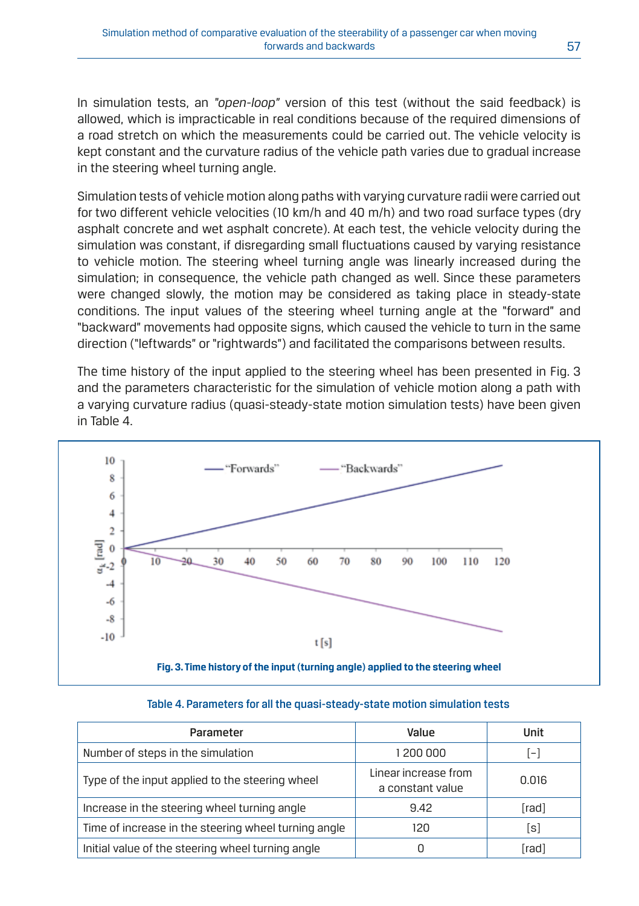In simulation tests, an *"open-loop"* version of this test (without the said feedback) is allowed, which is impracticable in real conditions because of the required dimensions of a road stretch on which the measurements could be carried out. The vehicle velocity is kept constant and the curvature radius of the vehicle path varies due to gradual increase in the steering wheel turning angle.

Simulation tests of vehicle motion along paths with varying curvature radii were carried out for two different vehicle velocities (10 km/h and 40 m/h) and two road surface types (dry asphalt concrete and wet asphalt concrete). At each test, the vehicle velocity during the simulation was constant, if disregarding small fluctuations caused by varying resistance to vehicle motion. The steering wheel turning angle was linearly increased during the simulation; in consequence, the vehicle path changed as well. Since these parameters were changed slowly, the motion may be considered as taking place in steady-state conditions. The input values of the steering wheel turning angle at the "forward" and "backward" movements had opposite signs, which caused the vehicle to turn in the same direction ("leftwards" or "rightwards") and facilitated the comparisons between results.

The time history of the input applied to the steering wheel has been presented in Fig. 3 and the parameters characteristic for the simulation of vehicle motion along a path with a varying curvature radius (quasi-steady-state motion simulation tests) have been given in Table 4.

**Fig. 3. Time history of the input (turning angle) applied to the steering wheel**

Table 4. Parameters for all the quasi-steady-state motion simulation tests

| Parameter | Value | Unit |
|---|---|---|
| Number of steps in the simulation | 1 200 000 | [–] |
| Type of the input applied to the steering wheel | Linear increase from a constant value | 0.016 |
| Increase in the steering wheel turning angle | 9.42 | [rad] |
| Time of increase in the steering wheel turning angle | 120 | [s] |
| Initial value of the steering wheel turning angle | 0 | [rad] |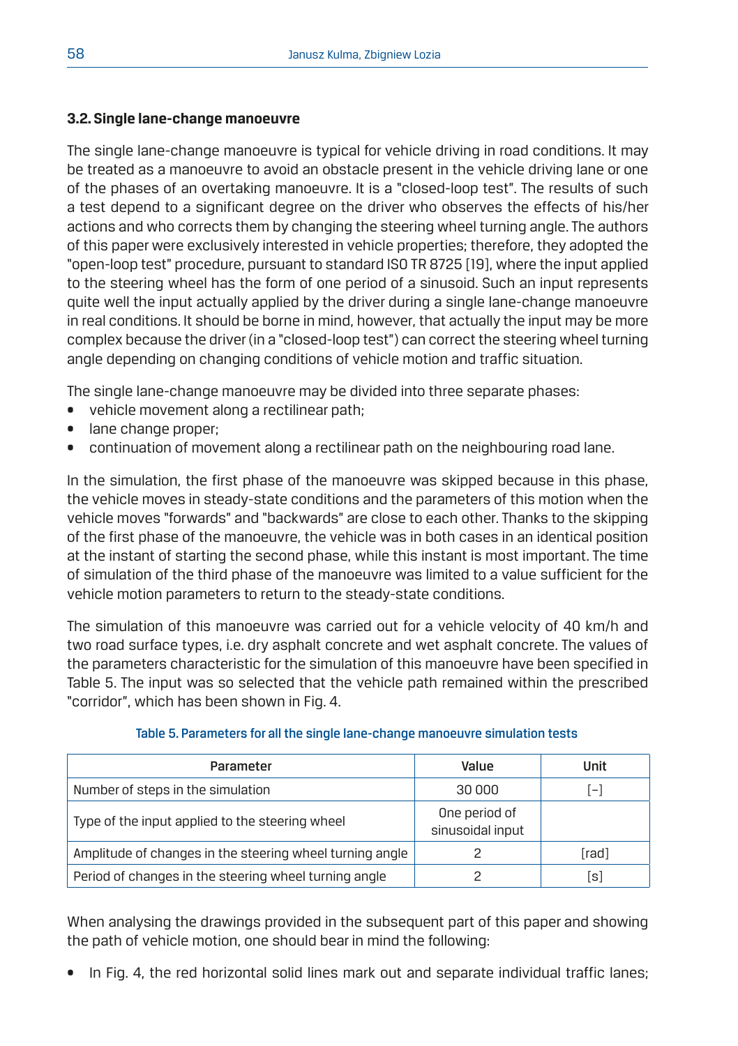### 3.2. Single lane-change manoeuvre

The single lane-change manoeuvre is typical for vehicle driving in road conditions. It may be treated as a manoeuvre to avoid an obstacle present in the vehicle driving lane or one of the phases of an overtaking manoeuvre. It is a "closed-loop test". The results of such a test depend to a significant degree on the driver who observes the effects of his/her actions and who corrects them by changing the steering wheel turning angle. The authors of this paper were exclusively interested in vehicle properties; therefore, they adopted the "open-loop test" procedure, pursuant to standard ISO TR 8725 [19], where the input applied to the steering wheel has the form of one period of a sinusoid. Such an input represents quite well the input actually applied by the driver during a single lane-change manoeuvre in real conditions. It should be borne in mind, however, that actually the input may be more complex because the driver (in a "closed-loop test") can correct the steering wheel turning angle depending on changing conditions of vehicle motion and traffic situation.

The single lane-change manoeuvre may be divided into three separate phases:

- vehicle movement along a rectilinear path;
- lane change proper;
- continuation of movement along a rectilinear path on the neighbouring road lane.

In the simulation, the first phase of the manoeuvre was skipped because in this phase, the vehicle moves in steady-state conditions and the parameters of this motion when the vehicle moves "forwards" and "backwards" are close to each other. Thanks to the skipping of the first phase of the manoeuvre, the vehicle was in both cases in an identical position at the instant of starting the second phase, while this instant is most important. The time of simulation of the third phase of the manoeuvre was limited to a value sufficient for the vehicle motion parameters to return to the steady-state conditions.

The simulation of this manoeuvre was carried out for a vehicle velocity of 40 km/h and two road surface types, i.e. dry asphalt concrete and wet asphalt concrete. The values of the parameters characteristic for the simulation of this manoeuvre have been specified in Table 5. The input was so selected that the vehicle path remained within the prescribed "corridor", which has been shown in Fig. 4.

Table 5. Parameters for all the single lane-change manoeuvre simulation tests

| Parameter | Value | Unit |
|---|---|---|
| Number of steps in the simulation | 30 000 | [-] |
| Type of the input applied to the steering wheel | One period of sinusoidal input | |
| Amplitude of changes in the steering wheel turning angle | 2 | [rad] |
| Period of changes in the steering wheel turning angle | 2 | [s] |

When analysing the drawings provided in the subsequent part of this paper and showing the path of vehicle motion, one should bear in mind the following:

- In Fig. 4, the red horizontal solid lines mark out and separate individual traffic lanes;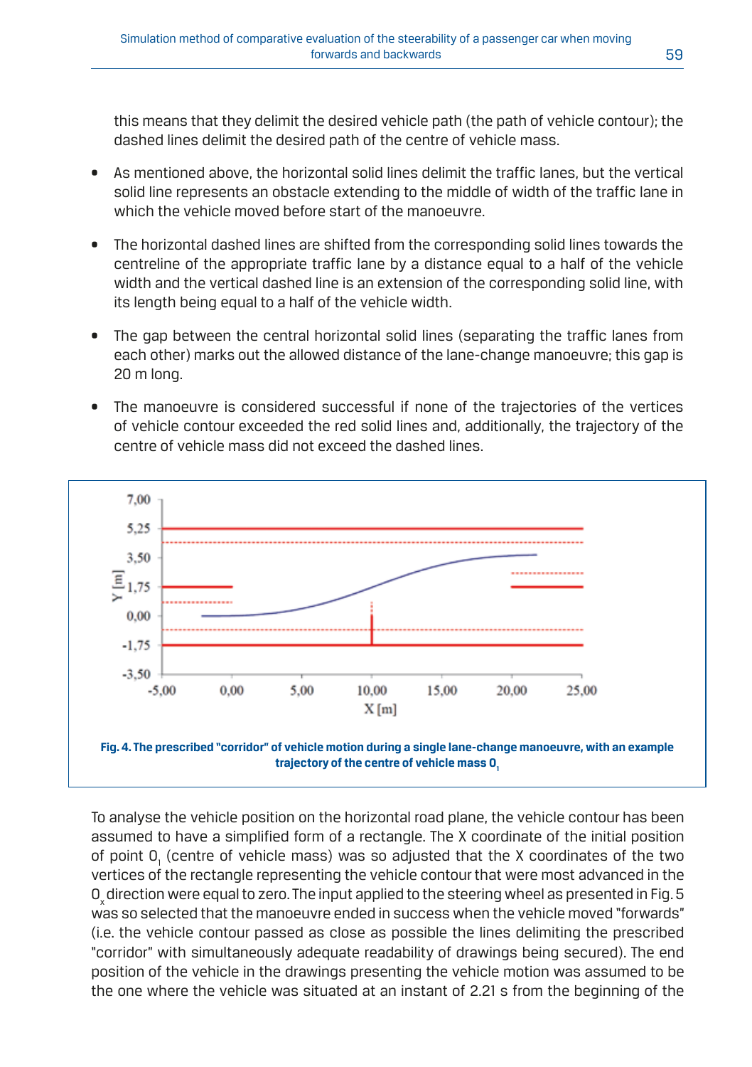this means that they delimit the desired vehicle path (the path of vehicle contour); the dashed lines delimit the desired path of the centre of vehicle mass.

- As mentioned above, the horizontal solid lines delimit the traffic lanes, but the vertical solid line represents an obstacle extending to the middle of width of the traffic lane in which the vehicle moved before start of the manoeuvre.
- The horizontal dashed lines are shifted from the corresponding solid lines towards the centreline of the appropriate traffic lane by a distance equal to a half of the vehicle width and the vertical dashed line is an extension of the corresponding solid line, with its length being equal to a half of the vehicle width.
- The gap between the central horizontal solid lines (separating the traffic lanes from each other) marks out the allowed distance of the lane-change manoeuvre; this gap is 20 m long.
- The manoeuvre is considered successful if none of the trajectories of the vertices of vehicle contour exceeded the red solid lines and, additionally, the trajectory of the centre of vehicle mass did not exceed the dashed lines.

**Fig. 4. The prescribed "corridor" of vehicle motion during a single lane-change manoeuvre, with an example trajectory of the centre of vehicle mass $0_1$**

To analyse the vehicle position on the horizontal road plane, the vehicle contour has been assumed to have a simplified form of a rectangle. The X coordinate of the initial position of point $0_1$ (centre of vehicle mass) was so adjusted that the X coordinates of the two vertices of the rectangle representing the vehicle contour that were most advanced in the $0_x$ direction were equal to zero. The input applied to the steering wheel as presented in Fig. 5 was so selected that the manoeuvre ended in success when the vehicle moved "forwards" (i.e. the vehicle contour passed as close as possible the lines delimiting the prescribed "corridor" with simultaneously adequate readability of drawings being secured). The end position of the vehicle in the drawings presenting the vehicle motion was assumed to be the one where the vehicle was situated at an instant of 2.21 s from the beginning of the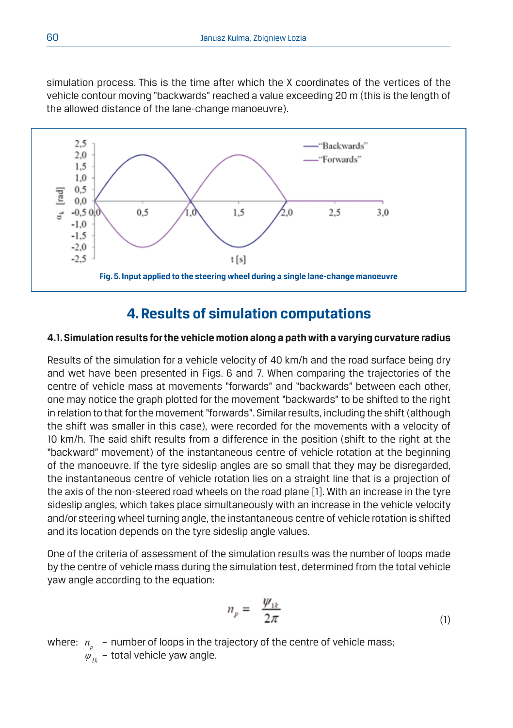simulation process. This is the time after which the X coordinates of the vertices of the vehicle contour moving "backwards" reached a value exceeding 20 m (this is the length of the allowed distance of the lane-change manoeuvre).

Fig. 5. Input applied to the steering wheel during a single lane-change manoeuvre

## 4. Results of simulation computations

### 4.1. Simulation results for the vehicle motion along a path with a varying curvature radius

Results of the simulation for a vehicle velocity of 40 km/h and the road surface being dry and wet have been presented in Figs. 6 and 7. When comparing the trajectories of the centre of vehicle mass at movements "forwards" and "backwards" between each other, one may notice the graph plotted for the movement "backwards" to be shifted to the right in relation to that for the movement "forwards". Similar results, including the shift (although the shift was smaller in this case), were recorded for the movements with a velocity of 10 km/h. The said shift results from a difference in the position (shift to the right at the "backward" movement) of the instantaneous centre of vehicle rotation at the beginning of the manoeuvre. If the tyre sideslip angles are so small that they may be disregarded, the instantaneous centre of vehicle rotation lies on a straight line that is a projection of the axis of the non-steered road wheels on the road plane [1]. With an increase in the tyre sideslip angles, which takes place simultaneously with an increase in the vehicle velocity and/or steering wheel turning angle, the instantaneous centre of vehicle rotation is shifted and its location depends on the tyre sideslip angle values.

One of the criteria of assessment of the simulation results was the number of loops made by the centre of vehicle mass during the simulation test, determined from the total vehicle yaw angle according to the equation:

$$n_p = \frac{\psi_{1k}}{2\pi} \tag{1}$$

where: $n_p$ – number of loops in the trajectory of the centre of vehicle mass;
$\psi_{1k}$ – total vehicle yaw angle.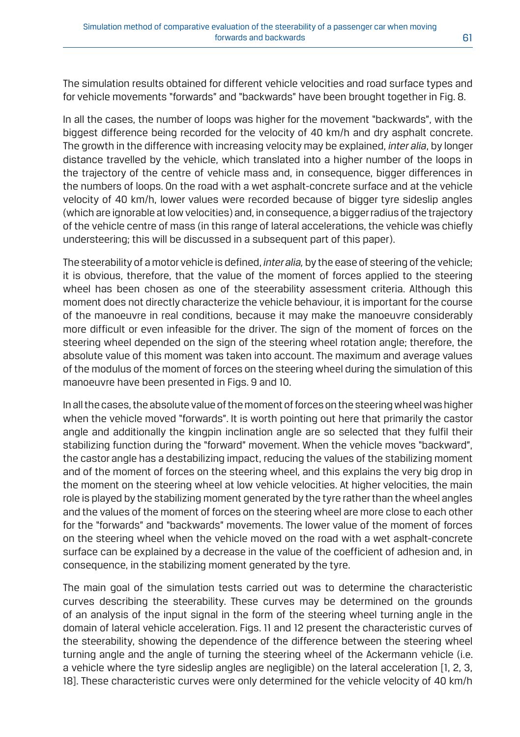The simulation results obtained for different vehicle velocities and road surface types and for vehicle movements "forwards" and "backwards" have been brought together in Fig. 8.

In all the cases, the number of loops was higher for the movement "backwards", with the biggest difference being recorded for the velocity of 40 km/h and dry asphalt concrete. The growth in the difference with increasing velocity may be explained, *inter alia*, by longer distance travelled by the vehicle, which translated into a higher number of the loops in the trajectory of the centre of vehicle mass and, in consequence, bigger differences in the numbers of loops. On the road with a wet asphalt-concrete surface and at the vehicle velocity of 40 km/h, lower values were recorded because of bigger tyre sideslip angles (which are ignorable at low velocities) and, in consequence, a bigger radius of the trajectory of the vehicle centre of mass (in this range of lateral accelerations, the vehicle was chiefly understeering; this will be discussed in a subsequent part of this paper).

The steerability of a motor vehicle is defined, *inter alia,* by the ease of steering of the vehicle; it is obvious, therefore, that the value of the moment of forces applied to the steering wheel has been chosen as one of the steerability assessment criteria. Although this moment does not directly characterize the vehicle behaviour, it is important for the course of the manoeuvre in real conditions, because it may make the manoeuvre considerably more difficult or even infeasible for the driver. The sign of the moment of forces on the steering wheel depended on the sign of the steering wheel rotation angle; therefore, the absolute value of this moment was taken into account. The maximum and average values of the modulus of the moment of forces on the steering wheel during the simulation of this manoeuvre have been presented in Figs. 9 and 10.

In all the cases, the absolute value of the moment of forces on the steering wheel was higher when the vehicle moved "forwards". It is worth pointing out here that primarily the castor angle and additionally the kingpin inclination angle are so selected that they fulfil their stabilizing function during the "forward" movement. When the vehicle moves "backward", the castor angle has a destabilizing impact, reducing the values of the stabilizing moment and of the moment of forces on the steering wheel, and this explains the very big drop in the moment on the steering wheel at low vehicle velocities. At higher velocities, the main role is played by the stabilizing moment generated by the tyre rather than the wheel angles and the values of the moment of forces on the steering wheel are more close to each other for the "forwards" and "backwards" movements. The lower value of the moment of forces on the steering wheel when the vehicle moved on the road with a wet asphalt-concrete surface can be explained by a decrease in the value of the coefficient of adhesion and, in consequence, in the stabilizing moment generated by the tyre.

The main goal of the simulation tests carried out was to determine the characteristic curves describing the steerability. These curves may be determined on the grounds of an analysis of the input signal in the form of the steering wheel turning angle in the domain of lateral vehicle acceleration. Figs. 11 and 12 present the characteristic curves of the steerability, showing the dependence of the difference between the steering wheel turning angle and the angle of turning the steering wheel of the Ackermann vehicle (i.e. a vehicle where the tyre sideslip angles are negligible) on the lateral acceleration [1, 2, 3, 18]. These characteristic curves were only determined for the vehicle velocity of 40 km/h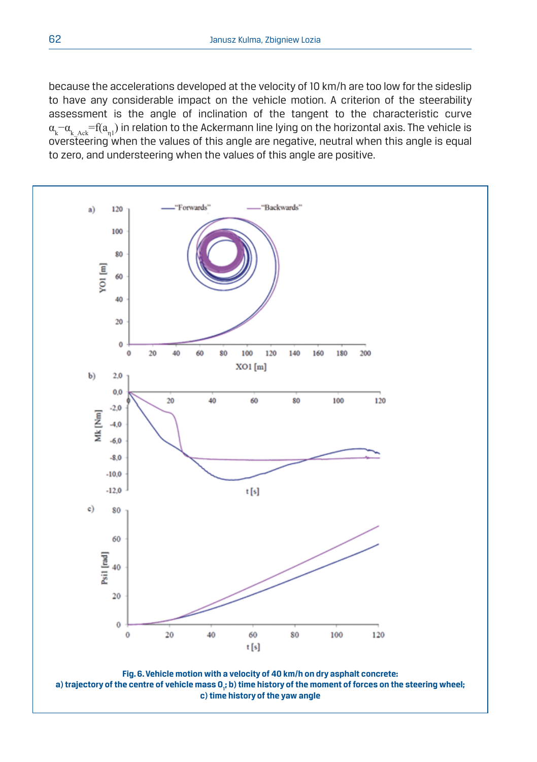because the accelerations developed at the velocity of 10 km/h are too low for the sideslip to have any considerable impact on the vehicle motion. A criterion of the steerability assessment is the angle of inclination of the tangent to the characteristic curve $\alpha_k - \alpha_{k\_Ack} = f(a_{\eta 1})$ in relation to the Ackermann line lying on the horizontal axis. The vehicle is oversteering when the values of this angle are negative, neutral when this angle is equal to zero, and understeering when the values of this angle are positive.

**Fig. 6. Vehicle motion with a velocity of 40 km/h on dry asphalt concrete: a) trajectory of the centre of vehicle mass $O_1$; b) time history of the moment of forces on the steering wheel; c) time history of the yaw angle**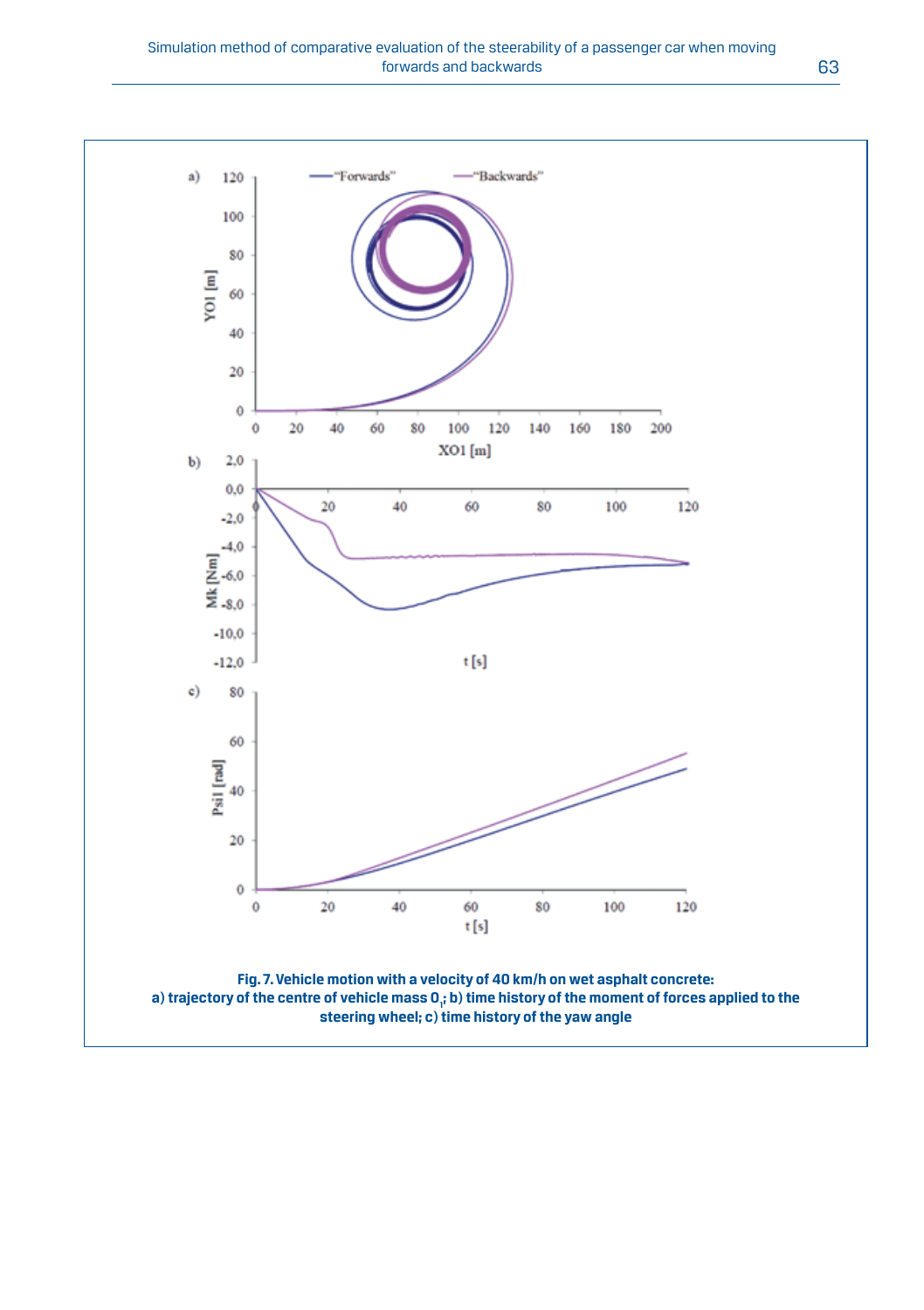Fig. 7. Vehicle motion with a velocity of 40 km/h on wet asphalt concrete:
a) trajectory of the centre of vehicle mass $O_i$; b) time history of the moment of forces applied to the steering wheel; c) time history of the yaw angle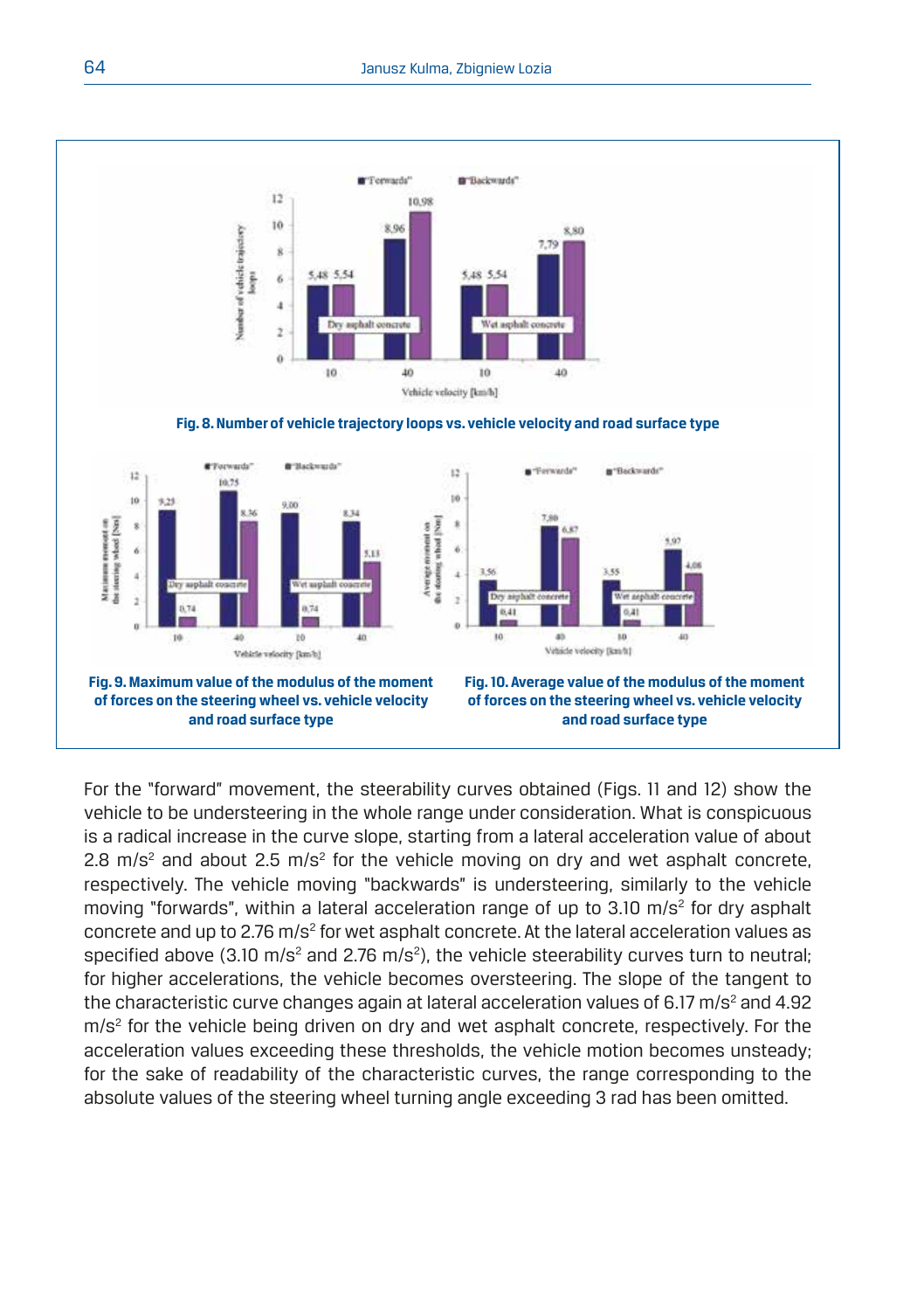Fig. 8. Number of vehicle trajectory loops vs. vehicle velocity and road surface type

Fig. 9. Maximum value of the modulus of the moment of forces on the steering wheel vs. vehicle velocity and road surface type

Fig. 10. Average value of the modulus of the moment of forces on the steering wheel vs. vehicle velocity and road surface type

For the "forward" movement, the steerability curves obtained (Figs. 11 and 12) show the vehicle to be understeering in the whole range under consideration. What is conspicuous is a radical increase in the curve slope, starting from a lateral acceleration value of about 2.8 m/s² and about 2.5 m/s² for the vehicle moving on dry and wet asphalt concrete, respectively. The vehicle moving "backwards" is understeering, similarly to the vehicle moving "forwards", within a lateral acceleration range of up to 3.10 m/s² for dry asphalt concrete and up to 2.76 m/s² for wet asphalt concrete. At the lateral acceleration values as specified above (3.10 m/s² and 2.76 m/s²), the vehicle steerability curves turn to neutral; for higher accelerations, the vehicle becomes oversteering. The slope of the tangent to the characteristic curve changes again at lateral acceleration values of 6.17 m/s² and 4.92 m/s² for the vehicle being driven on dry and wet asphalt concrete, respectively. For the acceleration values exceeding these thresholds, the vehicle motion becomes unsteady; for the sake of readability of the characteristic curves, the range corresponding to the absolute values of the steering wheel turning angle exceeding 3 rad has been omitted.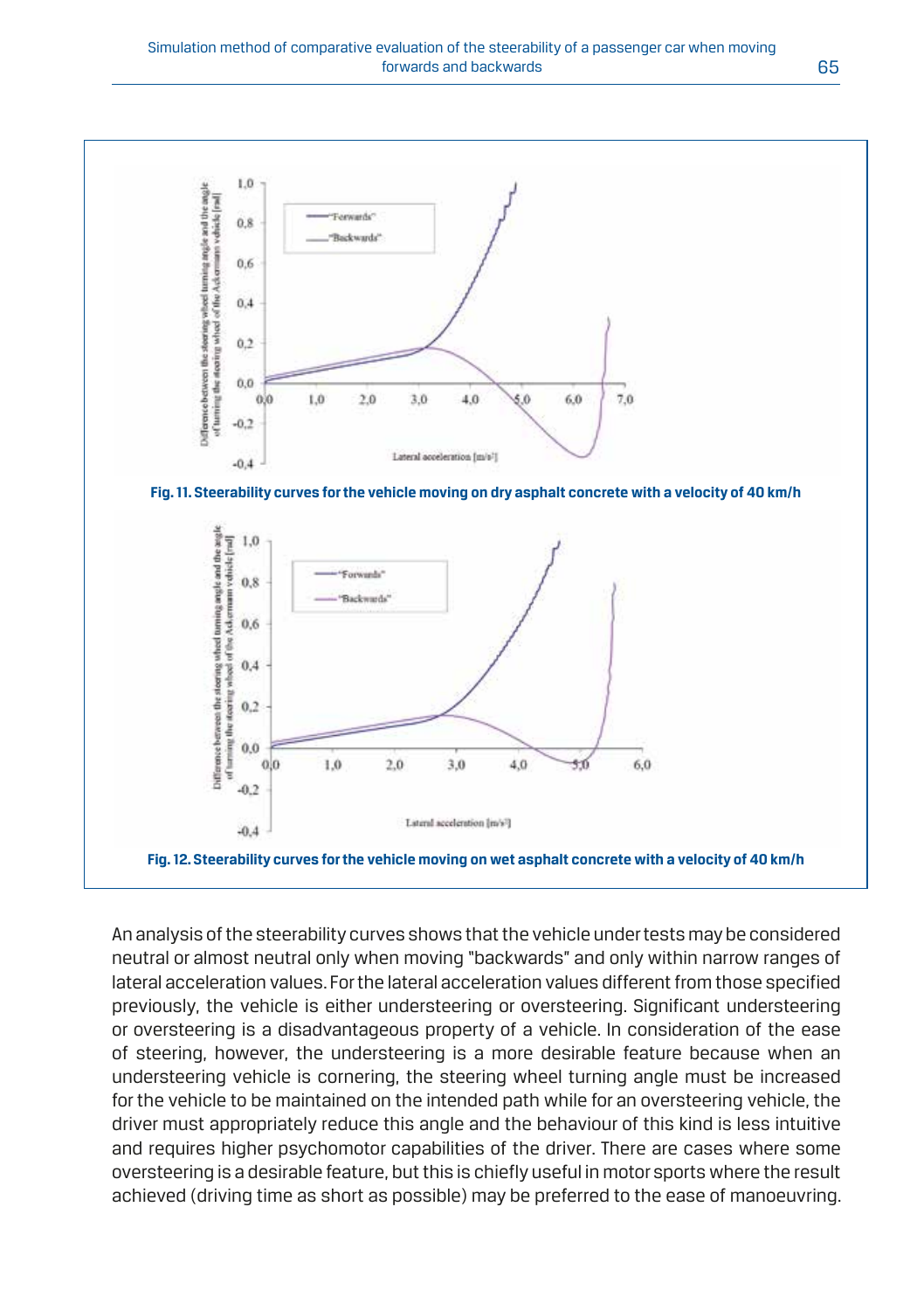Fig. 11. Steerability curves for the vehicle moving on dry asphalt concrete with a velocity of 40 km/h

Fig. 12. Steerability curves for the vehicle moving on wet asphalt concrete with a velocity of 40 km/h

An analysis of the steerability curves shows that the vehicle under tests may be considered neutral or almost neutral only when moving "backwards" and only within narrow ranges of lateral acceleration values. For the lateral acceleration values different from those specified previously, the vehicle is either understeering or oversteering. Significant understeering or oversteering is a disadvantageous property of a vehicle. In consideration of the ease of steering, however, the understeering is a more desirable feature because when an understeering vehicle is cornering, the steering wheel turning angle must be increased for the vehicle to be maintained on the intended path while for an oversteering vehicle, the driver must appropriately reduce this angle and the behaviour of this kind is less intuitive and requires higher psychomotor capabilities of the driver. There are cases where some oversteering is a desirable feature, but this is chiefly useful in motor sports where the result achieved (driving time as short as possible) may be preferred to the ease of manoeuvring.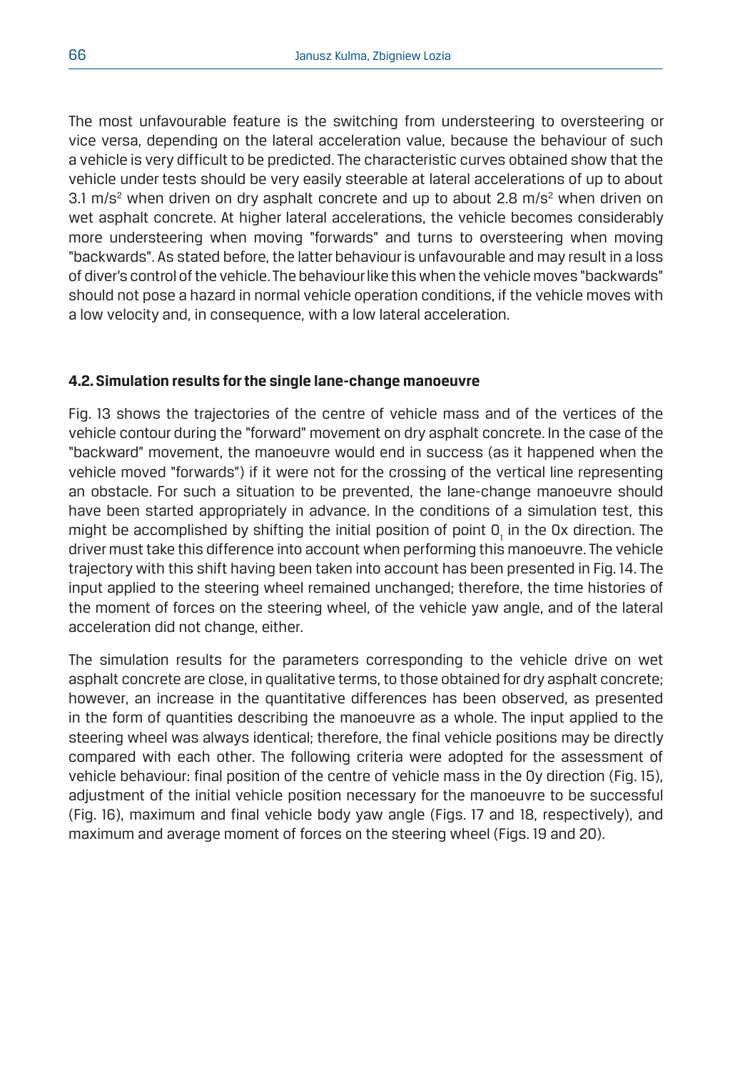The most unfavourable feature is the switching from understeering to oversteering or vice versa, depending on the lateral acceleration value, because the behaviour of such a vehicle is very difficult to be predicted. The characteristic curves obtained show that the vehicle under tests should be very easily steerable at lateral accelerations of up to about 3.1 $m/s^2$ when driven on dry asphalt concrete and up to about 2.8 $m/s^2$ when driven on wet asphalt concrete. At higher lateral accelerations, the vehicle becomes considerably more understeering when moving "forwards" and turns to oversteering when moving "backwards". As stated before, the latter behaviour is unfavourable and may result in a loss of diver's control of the vehicle. The behaviour like this when the vehicle moves "backwards" should not pose a hazard in normal vehicle operation conditions, if the vehicle moves with a low velocity and, in consequence, with a low lateral acceleration.

### 4.2. Simulation results for the single lane-change manoeuvre

Fig. 13 shows the trajectories of the centre of vehicle mass and of the vertices of the vehicle contour during the "forward" movement on dry asphalt concrete. In the case of the "backward" movement, the manoeuvre would end in success (as it happened when the vehicle moved "forwards") if it were not for the crossing of the vertical line representing an obstacle. For such a situation to be prevented, the lane-change manoeuvre should have been started appropriately in advance. In the conditions of a simulation test, this might be accomplished by shifting the initial position of point $0_1$ in the 0x direction. The driver must take this difference into account when performing this manoeuvre. The vehicle trajectory with this shift having been taken into account has been presented in Fig. 14. The input applied to the steering wheel remained unchanged; therefore, the time histories of the moment of forces on the steering wheel, of the vehicle yaw angle, and of the lateral acceleration did not change, either.

The simulation results for the parameters corresponding to the vehicle drive on wet asphalt concrete are close, in qualitative terms, to those obtained for dry asphalt concrete; however, an increase in the quantitative differences has been observed, as presented in the form of quantities describing the manoeuvre as a whole. The input applied to the steering wheel was always identical; therefore, the final vehicle positions may be directly compared with each other. The following criteria were adopted for the assessment of vehicle behaviour: final position of the centre of vehicle mass in the 0y direction (Fig. 15), adjustment of the initial vehicle position necessary for the manoeuvre to be successful (Fig. 16), maximum and final vehicle body yaw angle (Figs. 17 and 18, respectively), and maximum and average moment of forces on the steering wheel (Figs. 19 and 20).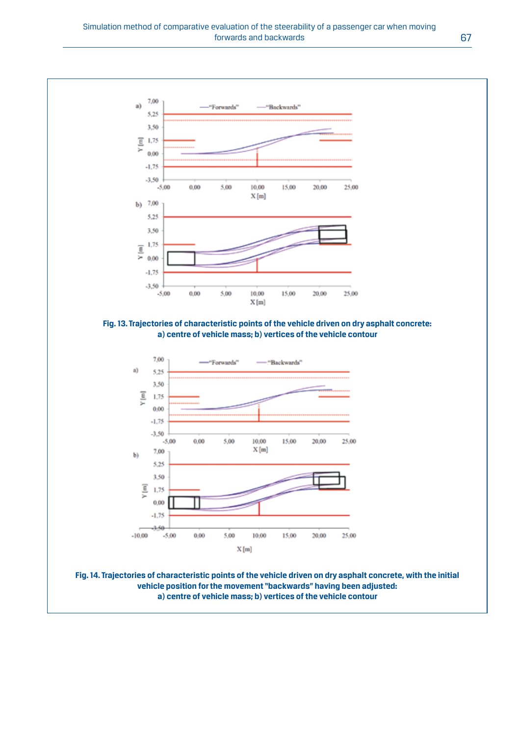**Fig. 13. Trajectories of characteristic points of the vehicle driven on dry asphalt concrete: a) centre of vehicle mass; b) vertices of the vehicle contour**

**Fig. 14. Trajectories of characteristic points of the vehicle driven on dry asphalt concrete, with the initial vehicle position for the movement "backwards" having been adjusted: a) centre of vehicle mass; b) vertices of the vehicle contour**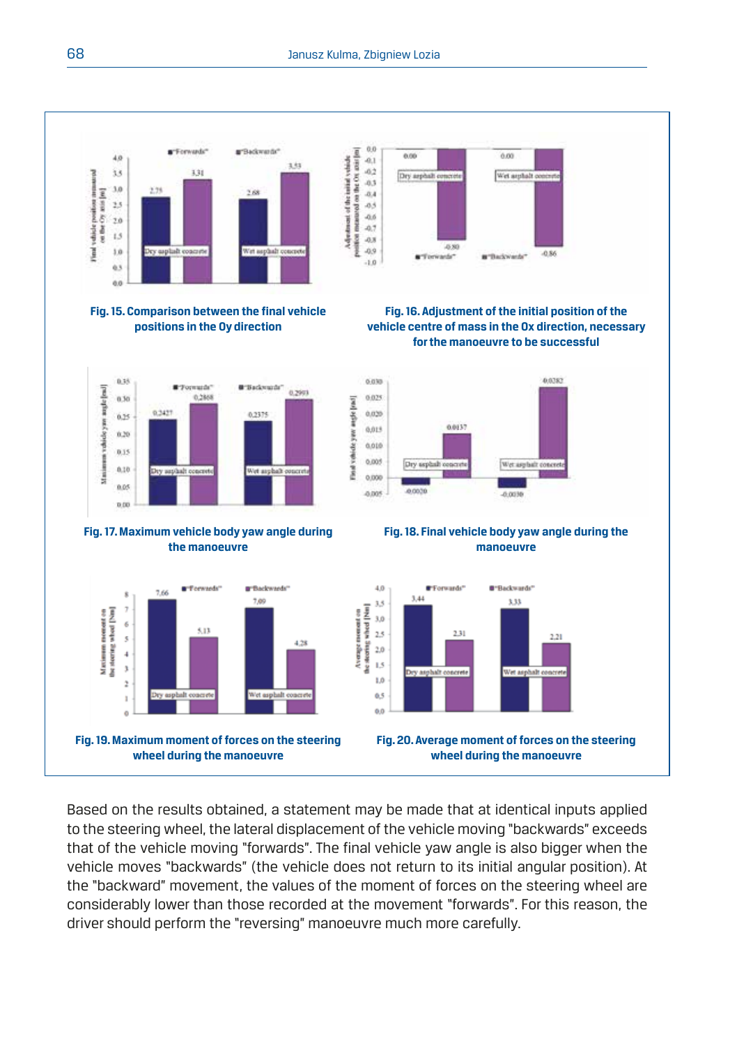Fig. 15. Comparison between the final vehicle positions in the Oy direction

Fig. 16. Adjustment of the initial position of the vehicle centre of mass in the Ox direction, necessary for the manoeuvre to be successful

Fig. 17. Maximum vehicle body yaw angle during the manoeuvre

Fig. 18. Final vehicle body yaw angle during the manoeuvre

Fig. 19. Maximum moment of forces on the steering wheel during the manoeuvre

Fig. 20. Average moment of forces on the steering wheel during the manoeuvre

Based on the results obtained, a statement may be made that at identical inputs applied to the steering wheel, the lateral displacement of the vehicle moving "backwards" exceeds that of the vehicle moving "forwards". The final vehicle yaw angle is also bigger when the vehicle moves "backwards" (the vehicle does not return to its initial angular position). At the "backward" movement, the values of the moment of forces on the steering wheel are considerably lower than those recorded at the movement "forwards". For this reason, the driver should perform the "reversing" manoeuvre much more carefully.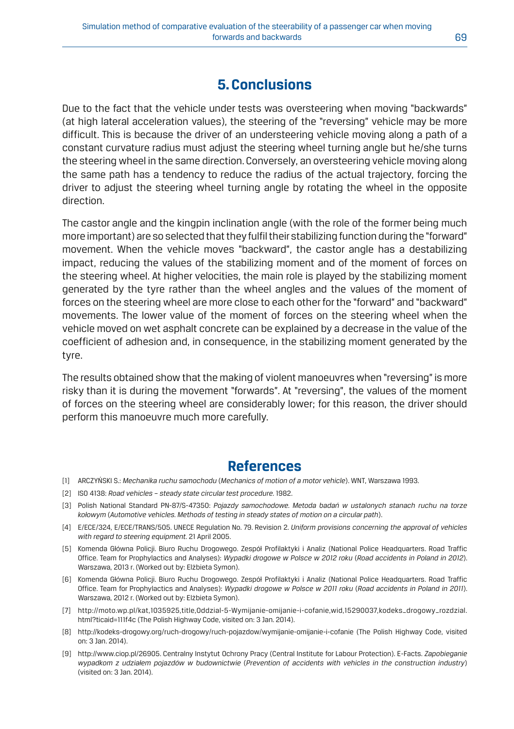## 5. Conclusions

Due to the fact that the vehicle under tests was oversteering when moving "backwards" (at high lateral acceleration values), the steering of the "reversing" vehicle may be more difficult. This is because the driver of an understeering vehicle moving along a path of a constant curvature radius must adjust the steering wheel turning angle but he/she turns the steering wheel in the same direction. Conversely, an oversteering vehicle moving along the same path has a tendency to reduce the radius of the actual trajectory, forcing the driver to adjust the steering wheel turning angle by rotating the wheel in the opposite direction.

The castor angle and the kingpin inclination angle (with the role of the former being much more important) are so selected that they fulfil their stabilizing function during the "forward" movement. When the vehicle moves "backward", the castor angle has a destabilizing impact, reducing the values of the stabilizing moment and of the moment of forces on the steering wheel. At higher velocities, the main role is played by the stabilizing moment generated by the tyre rather than the wheel angles and the values of the moment of forces on the steering wheel are more close to each other for the "forward" and "backward" movements. The lower value of the moment of forces on the steering wheel when the vehicle moved on wet asphalt concrete can be explained by a decrease in the value of the coefficient of adhesion and, in consequence, in the stabilizing moment generated by the tyre.

The results obtained show that the making of violent manoeuvres when "reversing" is more risky than it is during the movement "forwards". At "reversing", the values of the moment of forces on the steering wheel are considerably lower; for this reason, the driver should perform this manoeuvre much more carefully.

## References

[1] ARCZYŃSKI S.: *Mechanika ruchu samochodu* (*Mechanics of motion of a motor vehicle*). WNT, Warszawa 1993.

[2] ISO 4138: *Road vehicles – steady state circular test procedure*. 1982.

[3] Polish National Standard PN-87/S-47350: *Pojazdy samochodowe. Metoda badań w ustalonych stanach ruchu na torze kołowym* (*Automotive vehicles. Methods of testing in steady states of motion on a circular path*).

[4] E/ECE/324, E/ECE/TRANS/505. UNECE Regulation No. 79. Revision 2. *Uniform provisions concerning the approval of vehicles with regard to steering equipment*. 21 April 2005.

[5] Komenda Główna Policji. Biuro Ruchu Drogowego. Zespół Profilaktyki i Analiz (National Police Headquarters. Road Traffic Office. Team for Prophylactics and Analyses): *Wypadki drogowe w Polsce w 2012 roku* (*Road accidents in Poland in 2012*). Warszawa, 2013 r. (Worked out by: Elżbieta Symon).

[6] Komenda Główna Policji. Biuro Ruchu Drogowego. Zespół Profilaktyki i Analiz (National Police Headquarters. Road Traffic Office. Team for Prophylactics and Analyses): *Wypadki drogowe w Polsce w 2011 roku* (*Road accidents in Poland in 2011*). Warszawa, 2012 r. (Worked out by: Elżbieta Symon).

[7] http://moto.wp.pl/kat,1035925,title,Oddzial-5-Wymijanie-omijanie-i-cofanie,wid,15290037,kodeks_drogowy_rozdzial.html?ticaid=111f4c (The Polish Highway Code, visited on: 3 Jan. 2014).

[8] http://kodeks-drogowy.org/ruch-drogowy/ruch-pojazdow/wymijanie-omijanie-i-cofanie (The Polish Highway Code, visited on: 3 Jan. 2014).

[9] http://www.ciop.pl/26905. Centralny Instytut Ochrony Pracy (Central Institute for Labour Protection). E-Facts. *Zapobieganie wypadkom z udziałem pojazdów w budownictwie* (*Prevention of accidents with vehicles in the construction industry*) (visited on: 3 Jan. 2014).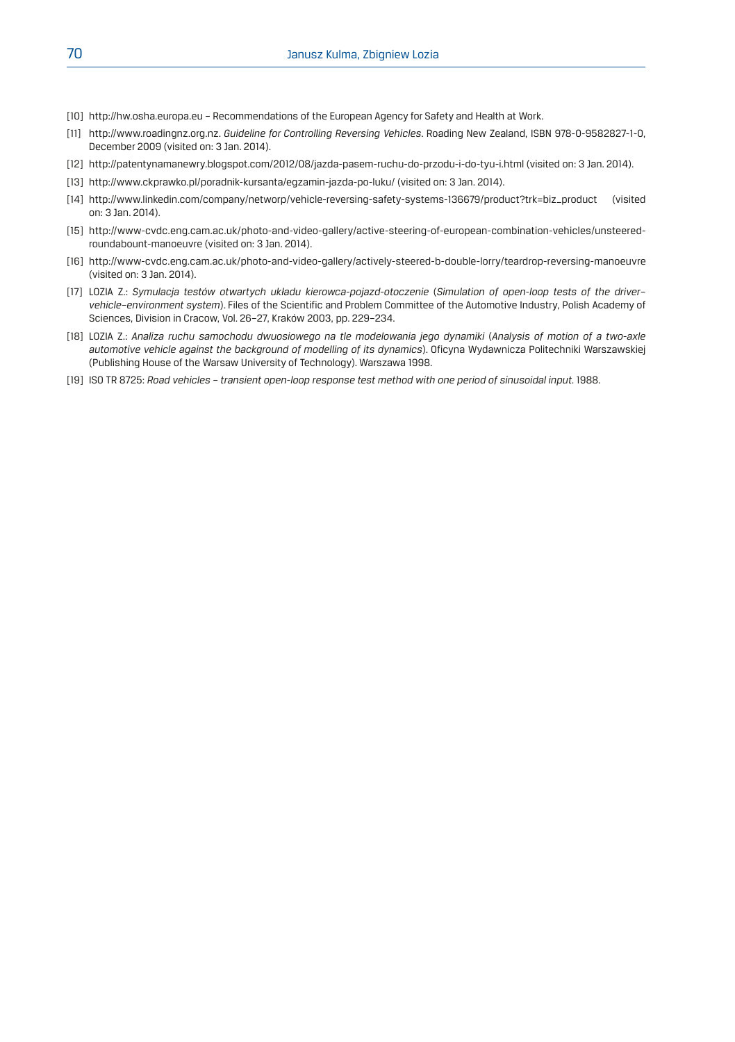[10] http://hw.osha.europa.eu – Recommendations of the European Agency for Safety and Health at Work.

[11] http://www.roadingnz.org.nz. *Guideline for Controlling Reversing Vehicles*. Roading New Zealand, ISBN 978-0-9582827-1-0, December 2009 (visited on: 3 Jan. 2014).

[12] http://patentynamanewry.blogspot.com/2012/08/jazda-pasem-ruchu-do-przodu-i-do-tyu-i.html (visited on: 3 Jan. 2014).

[13] http://www.ckprawko.pl/poradnik-kursanta/egzamin-jazda-po-luku/ (visited on: 3 Jan. 2014).

[14] http://www.linkedin.com/company/networp/vehicle-reversing-safety-systems-136679/product?trk=biz_product (visited on: 3 Jan. 2014).

[15] http://www-cvdc.eng.cam.ac.uk/photo-and-video-gallery/active-steering-of-european-combination-vehicles/unsteered-roundabount-manoeuvre (visited on: 3 Jan. 2014).

[16] http://www-cvdc.eng.cam.ac.uk/photo-and-video-gallery/actively-steered-b-double-lorry/teardrop-reversing-manoeuvre (visited on: 3 Jan. 2014).

[17] LOZIA Z.: *Symulacja testów otwartych układu kierowca-pojazd-otoczenie* (*Simulation of open-loop tests of the driver–vehicle–environment system*). Files of the Scientific and Problem Committee of the Automotive Industry, Polish Academy of Sciences, Division in Cracow, Vol. 26–27, Kraków 2003, pp. 229–234.

[18] LOZIA Z.: *Analiza ruchu samochodu dwuosiowego na tle modelowania jego dynamiki* (*Analysis of motion of a two-axle automotive vehicle against the background of modelling of its dynamics*). Oficyna Wydawnicza Politechniki Warszawskiej (Publishing House of the Warsaw University of Technology). Warszawa 1998.

[19] ISO TR 8725: *Road vehicles – transient open-loop response test method with one period of sinusoidal input*. 1988.